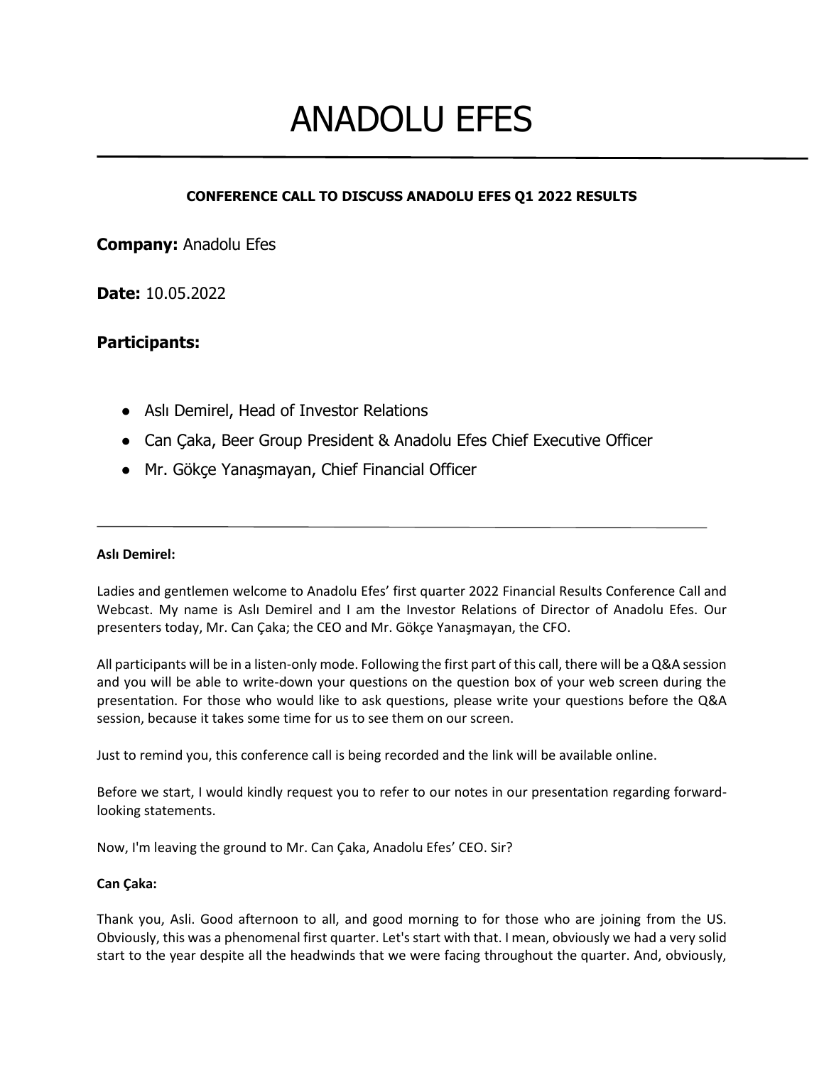# ANADOLU EFES

**CONFERENCE CALL TO DISCUSS ANADOLU EFES Q1 2022 RESULTS**

**Company:** Anadolu Efes

**Date:** 10.05.2022

### Participants:

- Aslı Demirel, Head of Investor Relations
- Can Çaka, Beer Group President & Anadolu Efes Chief Executive Officer
- Mr. Gökçe Yanaşmayan, Chief Financial Officer

---

**Aslı Demirel:**

Ladies and gentlemen welcome to Anadolu Efes' first quarter 2022 Financial Results Conference Call and Webcast. My name is Aslı Demirel and I am the Investor Relations of Director of Anadolu Efes. Our presenters today, Mr. Can Çaka; the CEO and Mr. Gökçe Yanaşmayan, the CFO.

All participants will be in a listen-only mode. Following the first part of this call, there will be a Q&A session and you will be able to write-down your questions on the question box of your web screen during the presentation. For those who would like to ask questions, please write your questions before the Q&A session, because it takes some time for us to see them on our screen.

Just to remind you, this conference call is being recorded and the link will be available online.

Before we start, I would kindly request you to refer to our notes in our presentation regarding forward-looking statements.

Now, I'm leaving the ground to Mr. Can Çaka, Anadolu Efes' CEO. Sir?

**Can Çaka:**

Thank you, Asli. Good afternoon to all, and good morning to for those who are joining from the US. Obviously, this was a phenomenal first quarter. Let's start with that. I mean, obviously we had a very solid start to the year despite all the headwinds that we were facing throughout the quarter. And, obviously,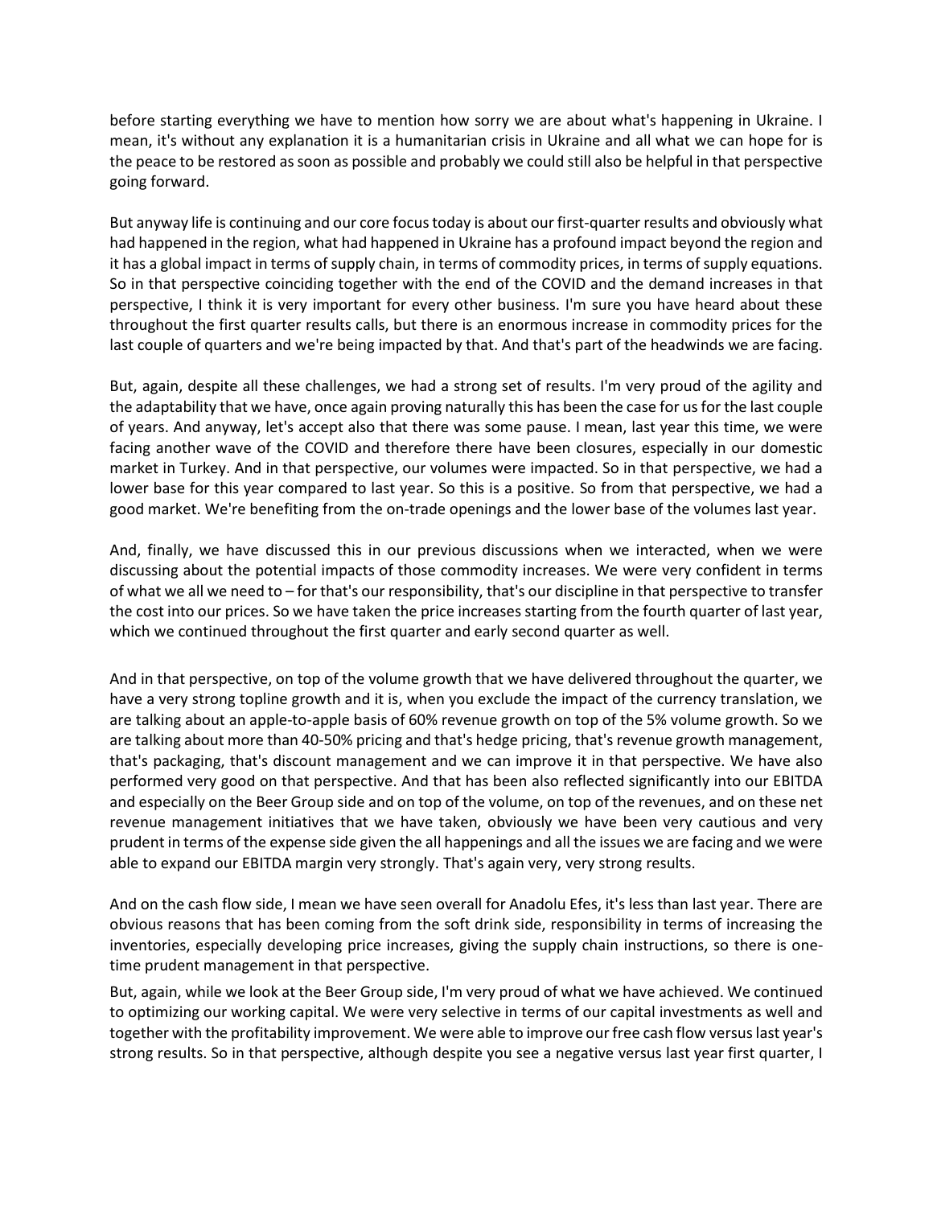before starting everything we have to mention how sorry we are about what's happening in Ukraine. I mean, it's without any explanation it is a humanitarian crisis in Ukraine and all what we can hope for is the peace to be restored as soon as possible and probably we could still also be helpful in that perspective going forward.

But anyway life is continuing and our core focus today is about our first-quarter results and obviously what had happened in the region, what had happened in Ukraine has a profound impact beyond the region and it has a global impact in terms of supply chain, in terms of commodity prices, in terms of supply equations. So in that perspective coinciding together with the end of the COVID and the demand increases in that perspective, I think it is very important for every other business. I'm sure you have heard about these throughout the first quarter results calls, but there is an enormous increase in commodity prices for the last couple of quarters and we're being impacted by that. And that's part of the headwinds we are facing.

But, again, despite all these challenges, we had a strong set of results. I'm very proud of the agility and the adaptability that we have, once again proving naturally this has been the case for us for the last couple of years. And anyway, let's accept also that there was some pause. I mean, last year this time, we were facing another wave of the COVID and therefore there have been closures, especially in our domestic market in Turkey. And in that perspective, our volumes were impacted. So in that perspective, we had a lower base for this year compared to last year. So this is a positive. So from that perspective, we had a good market. We're benefiting from the on-trade openings and the lower base of the volumes last year.

And, finally, we have discussed this in our previous discussions when we interacted, when we were discussing about the potential impacts of those commodity increases. We were very confident in terms of what we all we need to – for that's our responsibility, that's our discipline in that perspective to transfer the cost into our prices. So we have taken the price increases starting from the fourth quarter of last year, which we continued throughout the first quarter and early second quarter as well.

And in that perspective, on top of the volume growth that we have delivered throughout the quarter, we have a very strong topline growth and it is, when you exclude the impact of the currency translation, we are talking about an apple-to-apple basis of 60% revenue growth on top of the 5% volume growth. So we are talking about more than 40-50% pricing and that's hedge pricing, that's revenue growth management, that's packaging, that's discount management and we can improve it in that perspective. We have also performed very good on that perspective. And that has been also reflected significantly into our EBITDA and especially on the Beer Group side and on top of the volume, on top of the revenues, and on these net revenue management initiatives that we have taken, obviously we have been very cautious and very prudent in terms of the expense side given the all happenings and all the issues we are facing and we were able to expand our EBITDA margin very strongly. That's again very, very strong results.

And on the cash flow side, I mean we have seen overall for Anadolu Efes, it's less than last year. There are obvious reasons that has been coming from the soft drink side, responsibility in terms of increasing the inventories, especially developing price increases, giving the supply chain instructions, so there is one-time prudent management in that perspective.

But, again, while we look at the Beer Group side, I'm very proud of what we have achieved. We continued to optimizing our working capital. We were very selective in terms of our capital investments as well and together with the profitability improvement. We were able to improve our free cash flow versus last year's strong results. So in that perspective, although despite you see a negative versus last year first quarter, I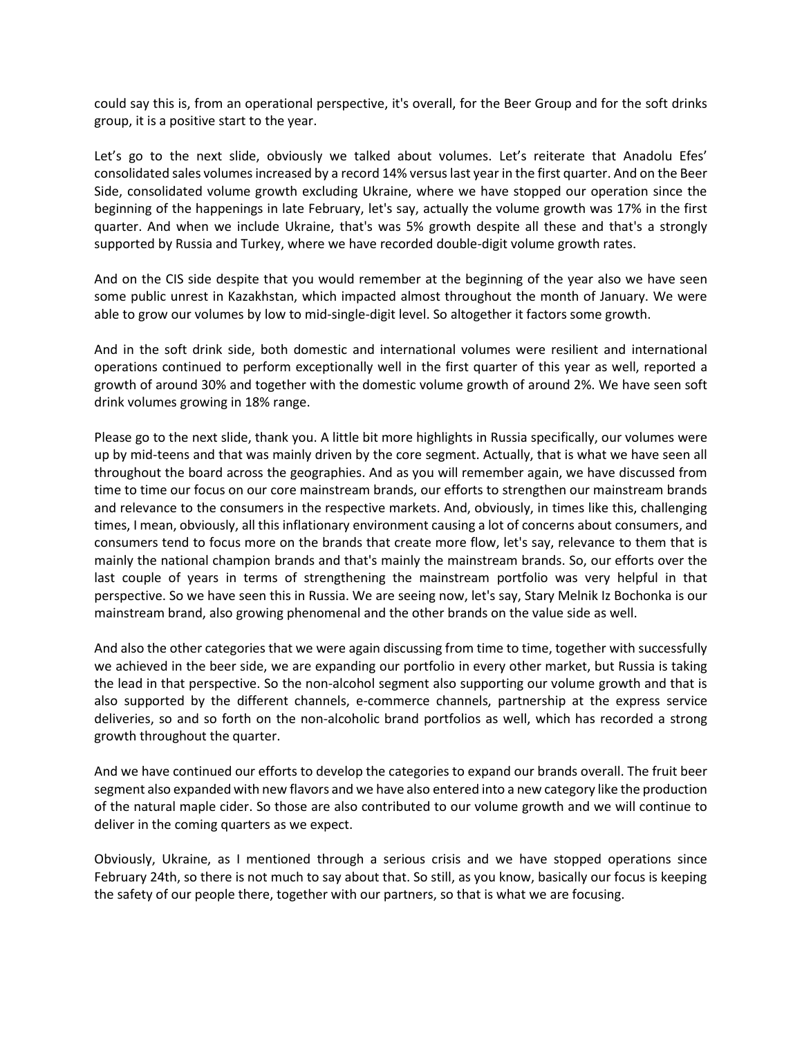could say this is, from an operational perspective, it's overall, for the Beer Group and for the soft drinks group, it is a positive start to the year.

Let's go to the next slide, obviously we talked about volumes. Let's reiterate that Anadolu Efes' consolidated sales volumes increased by a record 14% versus last year in the first quarter. And on the Beer Side, consolidated volume growth excluding Ukraine, where we have stopped our operation since the beginning of the happenings in late February, let's say, actually the volume growth was 17% in the first quarter. And when we include Ukraine, that's was 5% growth despite all these and that's a strongly supported by Russia and Turkey, where we have recorded double-digit volume growth rates.

And on the CIS side despite that you would remember at the beginning of the year also we have seen some public unrest in Kazakhstan, which impacted almost throughout the month of January. We were able to grow our volumes by low to mid-single-digit level. So altogether it factors some growth.

And in the soft drink side, both domestic and international volumes were resilient and international operations continued to perform exceptionally well in the first quarter of this year as well, reported a growth of around 30% and together with the domestic volume growth of around 2%. We have seen soft drink volumes growing in 18% range.

Please go to the next slide, thank you. A little bit more highlights in Russia specifically, our volumes were up by mid-teens and that was mainly driven by the core segment. Actually, that is what we have seen all throughout the board across the geographies. And as you will remember again, we have discussed from time to time our focus on our core mainstream brands, our efforts to strengthen our mainstream brands and relevance to the consumers in the respective markets. And, obviously, in times like this, challenging times, I mean, obviously, all this inflationary environment causing a lot of concerns about consumers, and consumers tend to focus more on the brands that create more flow, let's say, relevance to them that is mainly the national champion brands and that's mainly the mainstream brands. So, our efforts over the last couple of years in terms of strengthening the mainstream portfolio was very helpful in that perspective. So we have seen this in Russia. We are seeing now, let's say, Stary Melnik Iz Bochonka is our mainstream brand, also growing phenomenal and the other brands on the value side as well.

And also the other categories that we were again discussing from time to time, together with successfully we achieved in the beer side, we are expanding our portfolio in every other market, but Russia is taking the lead in that perspective. So the non-alcohol segment also supporting our volume growth and that is also supported by the different channels, e-commerce channels, partnership at the express service deliveries, so and so forth on the non-alcoholic brand portfolios as well, which has recorded a strong growth throughout the quarter.

And we have continued our efforts to develop the categories to expand our brands overall. The fruit beer segment also expanded with new flavors and we have also entered into a new category like the production of the natural maple cider. So those are also contributed to our volume growth and we will continue to deliver in the coming quarters as we expect.

Obviously, Ukraine, as I mentioned through a serious crisis and we have stopped operations since February 24th, so there is not much to say about that. So still, as you know, basically our focus is keeping the safety of our people there, together with our partners, so that is what we are focusing.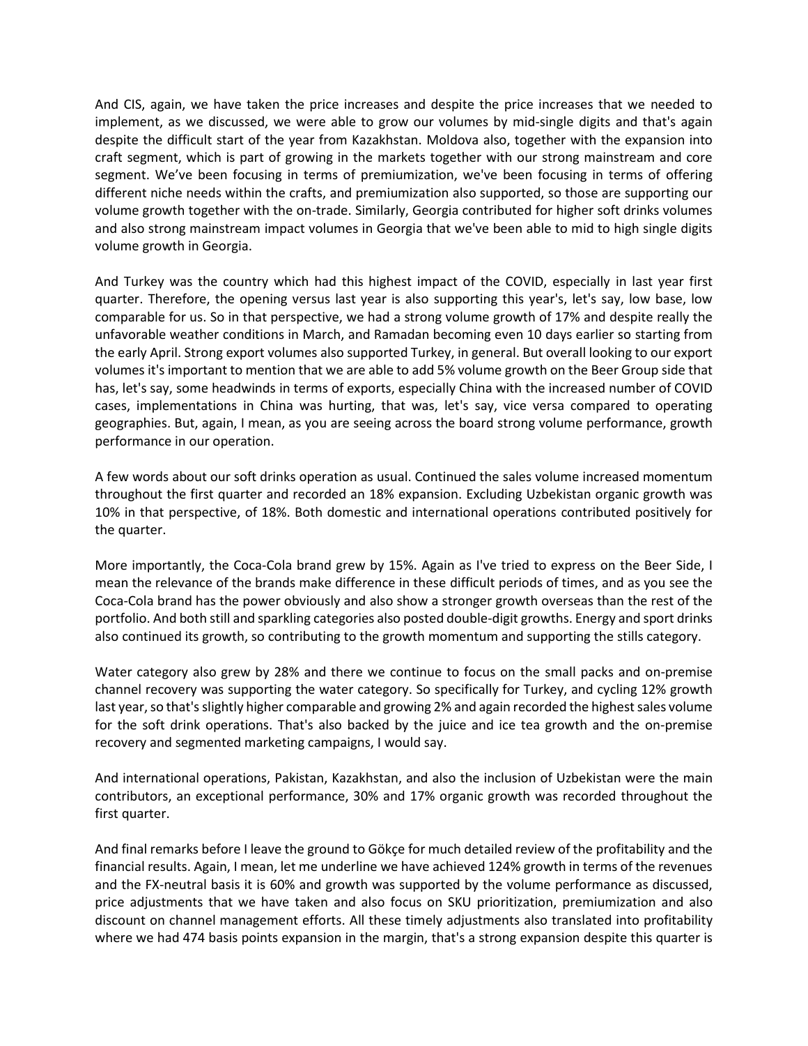And CIS, again, we have taken the price increases and despite the price increases that we needed to implement, as we discussed, we were able to grow our volumes by mid-single digits and that's again despite the difficult start of the year from Kazakhstan. Moldova also, together with the expansion into craft segment, which is part of growing in the markets together with our strong mainstream and core segment. We've been focusing in terms of premiumization, we've been focusing in terms of offering different niche needs within the crafts, and premiumization also supported, so those are supporting our volume growth together with the on-trade. Similarly, Georgia contributed for higher soft drinks volumes and also strong mainstream impact volumes in Georgia that we've been able to mid to high single digits volume growth in Georgia.

And Turkey was the country which had this highest impact of the COVID, especially in last year first quarter. Therefore, the opening versus last year is also supporting this year's, let's say, low base, low comparable for us. So in that perspective, we had a strong volume growth of 17% and despite really the unfavorable weather conditions in March, and Ramadan becoming even 10 days earlier so starting from the early April. Strong export volumes also supported Turkey, in general. But overall looking to our export volumes it's important to mention that we are able to add 5% volume growth on the Beer Group side that has, let's say, some headwinds in terms of exports, especially China with the increased number of COVID cases, implementations in China was hurting, that was, let's say, vice versa compared to operating geographies. But, again, I mean, as you are seeing across the board strong volume performance, growth performance in our operation.

A few words about our soft drinks operation as usual. Continued the sales volume increased momentum throughout the first quarter and recorded an 18% expansion. Excluding Uzbekistan organic growth was 10% in that perspective, of 18%. Both domestic and international operations contributed positively for the quarter.

More importantly, the Coca-Cola brand grew by 15%. Again as I've tried to express on the Beer Side, I mean the relevance of the brands make difference in these difficult periods of times, and as you see the Coca-Cola brand has the power obviously and also show a stronger growth overseas than the rest of the portfolio. And both still and sparkling categories also posted double-digit growths. Energy and sport drinks also continued its growth, so contributing to the growth momentum and supporting the stills category.

Water category also grew by 28% and there we continue to focus on the small packs and on-premise channel recovery was supporting the water category. So specifically for Turkey, and cycling 12% growth last year, so that's slightly higher comparable and growing 2% and again recorded the highest sales volume for the soft drink operations. That's also backed by the juice and ice tea growth and the on-premise recovery and segmented marketing campaigns, I would say.

And international operations, Pakistan, Kazakhstan, and also the inclusion of Uzbekistan were the main contributors, an exceptional performance, 30% and 17% organic growth was recorded throughout the first quarter.

And final remarks before I leave the ground to Gökçe for much detailed review of the profitability and the financial results. Again, I mean, let me underline we have achieved 124% growth in terms of the revenues and the FX-neutral basis it is 60% and growth was supported by the volume performance as discussed, price adjustments that we have taken and also focus on SKU prioritization, premiumization and also discount on channel management efforts. All these timely adjustments also translated into profitability where we had 474 basis points expansion in the margin, that's a strong expansion despite this quarter is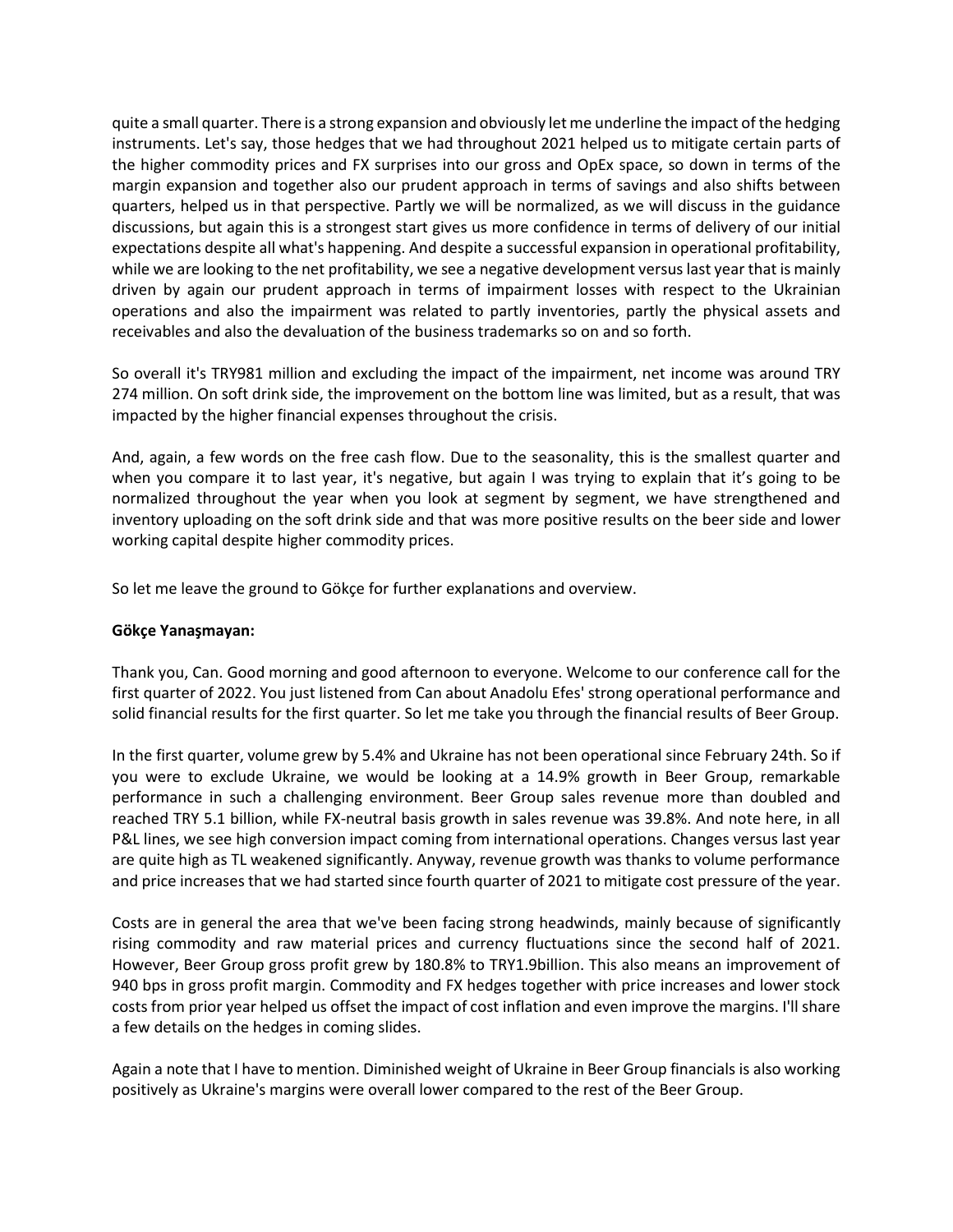quite a small quarter. There is a strong expansion and obviously let me underline the impact of the hedging instruments. Let's say, those hedges that we had throughout 2021 helped us to mitigate certain parts of the higher commodity prices and FX surprises into our gross and OpEx space, so down in terms of the margin expansion and together also our prudent approach in terms of savings and also shifts between quarters, helped us in that perspective. Partly we will be normalized, as we will discuss in the guidance discussions, but again this is a strongest start gives us more confidence in terms of delivery of our initial expectations despite all what's happening. And despite a successful expansion in operational profitability, while we are looking to the net profitability, we see a negative development versus last year that is mainly driven by again our prudent approach in terms of impairment losses with respect to the Ukrainian operations and also the impairment was related to partly inventories, partly the physical assets and receivables and also the devaluation of the business trademarks so on and so forth.

So overall it's TRY981 million and excluding the impact of the impairment, net income was around TRY 274 million. On soft drink side, the improvement on the bottom line was limited, but as a result, that was impacted by the higher financial expenses throughout the crisis.

And, again, a few words on the free cash flow. Due to the seasonality, this is the smallest quarter and when you compare it to last year, it's negative, but again I was trying to explain that it's going to be normalized throughout the year when you look at segment by segment, we have strengthened and inventory uploading on the soft drink side and that was more positive results on the beer side and lower working capital despite higher commodity prices.

So let me leave the ground to Gökçe for further explanations and overview.

**Gökçe Yanaşmayan:**

Thank you, Can. Good morning and good afternoon to everyone. Welcome to our conference call for the first quarter of 2022. You just listened from Can about Anadolu Efes' strong operational performance and solid financial results for the first quarter. So let me take you through the financial results of Beer Group.

In the first quarter, volume grew by 5.4% and Ukraine has not been operational since February 24th. So if you were to exclude Ukraine, we would be looking at a 14.9% growth in Beer Group, remarkable performance in such a challenging environment. Beer Group sales revenue more than doubled and reached TRY 5.1 billion, while FX-neutral basis growth in sales revenue was 39.8%. And note here, in all P&L lines, we see high conversion impact coming from international operations. Changes versus last year are quite high as TL weakened significantly. Anyway, revenue growth was thanks to volume performance and price increases that we had started since fourth quarter of 2021 to mitigate cost pressure of the year.

Costs are in general the area that we've been facing strong headwinds, mainly because of significantly rising commodity and raw material prices and currency fluctuations since the second half of 2021. However, Beer Group gross profit grew by 180.8% to TRY1.9billion. This also means an improvement of 940 bps in gross profit margin. Commodity and FX hedges together with price increases and lower stock costs from prior year helped us offset the impact of cost inflation and even improve the margins. I'll share a few details on the hedges in coming slides.

Again a note that I have to mention. Diminished weight of Ukraine in Beer Group financials is also working positively as Ukraine's margins were overall lower compared to the rest of the Beer Group.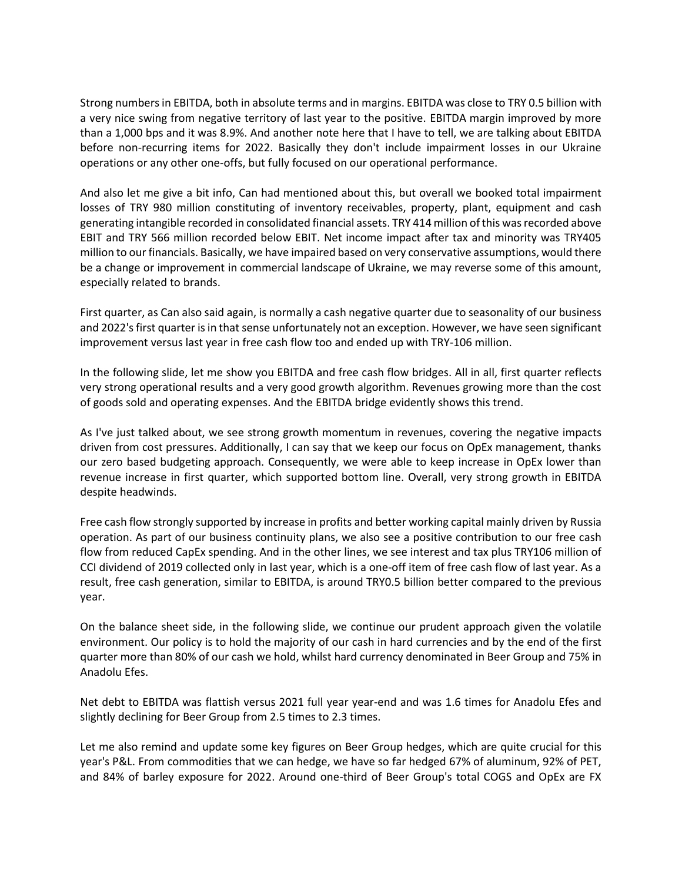Strong numbers in EBITDA, both in absolute terms and in margins. EBITDA was close to TRY 0.5 billion with a very nice swing from negative territory of last year to the positive. EBITDA margin improved by more than a 1,000 bps and it was 8.9%. And another note here that I have to tell, we are talking about EBITDA before non-recurring items for 2022. Basically they don't include impairment losses in our Ukraine operations or any other one-offs, but fully focused on our operational performance.

And also let me give a bit info, Can had mentioned about this, but overall we booked total impairment losses of TRY 980 million constituting of inventory receivables, property, plant, equipment and cash generating intangible recorded in consolidated financial assets. TRY 414 million of this was recorded above EBIT and TRY 566 million recorded below EBIT. Net income impact after tax and minority was TRY405 million to our financials. Basically, we have impaired based on very conservative assumptions, would there be a change or improvement in commercial landscape of Ukraine, we may reverse some of this amount, especially related to brands.

First quarter, as Can also said again, is normally a cash negative quarter due to seasonality of our business and 2022's first quarter is in that sense unfortunately not an exception. However, we have seen significant improvement versus last year in free cash flow too and ended up with TRY-106 million.

In the following slide, let me show you EBITDA and free cash flow bridges. All in all, first quarter reflects very strong operational results and a very good growth algorithm. Revenues growing more than the cost of goods sold and operating expenses. And the EBITDA bridge evidently shows this trend.

As I've just talked about, we see strong growth momentum in revenues, covering the negative impacts driven from cost pressures. Additionally, I can say that we keep our focus on OpEx management, thanks our zero based budgeting approach. Consequently, we were able to keep increase in OpEx lower than revenue increase in first quarter, which supported bottom line. Overall, very strong growth in EBITDA despite headwinds.

Free cash flow strongly supported by increase in profits and better working capital mainly driven by Russia operation. As part of our business continuity plans, we also see a positive contribution to our free cash flow from reduced CapEx spending. And in the other lines, we see interest and tax plus TRY106 million of CCI dividend of 2019 collected only in last year, which is a one-off item of free cash flow of last year. As a result, free cash generation, similar to EBITDA, is around TRY0.5 billion better compared to the previous year.

On the balance sheet side, in the following slide, we continue our prudent approach given the volatile environment. Our policy is to hold the majority of our cash in hard currencies and by the end of the first quarter more than 80% of our cash we hold, whilst hard currency denominated in Beer Group and 75% in Anadolu Efes.

Net debt to EBITDA was flattish versus 2021 full year year-end and was 1.6 times for Anadolu Efes and slightly declining for Beer Group from 2.5 times to 2.3 times.

Let me also remind and update some key figures on Beer Group hedges, which are quite crucial for this year's P&L. From commodities that we can hedge, we have so far hedged 67% of aluminum, 92% of PET, and 84% of barley exposure for 2022. Around one-third of Beer Group's total COGS and OpEx are FX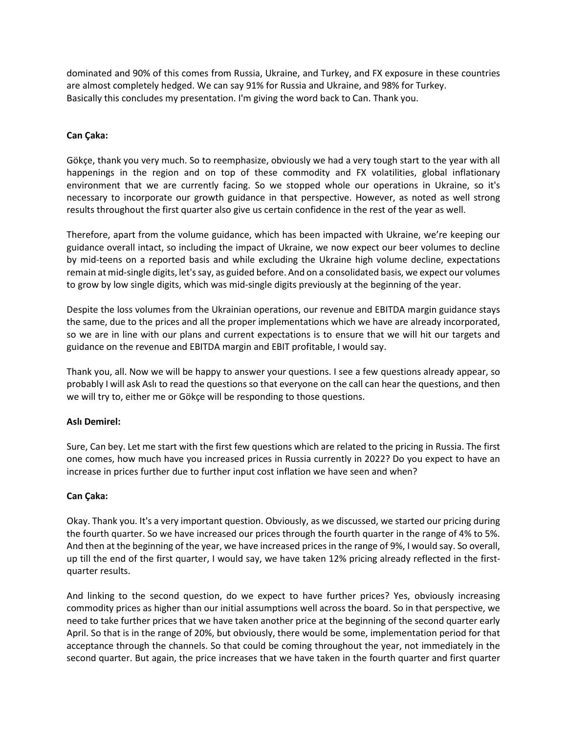dominated and 90% of this comes from Russia, Ukraine, and Turkey, and FX exposure in these countries are almost completely hedged. We can say 91% for Russia and Ukraine, and 98% for Turkey. Basically this concludes my presentation. I'm giving the word back to Can. Thank you.

**Can Çaka:**

Gökçe, thank you very much. So to reemphasize, obviously we had a very tough start to the year with all happenings in the region and on top of these commodity and FX volatilities, global inflationary environment that we are currently facing. So we stopped whole our operations in Ukraine, so it's necessary to incorporate our growth guidance in that perspective. However, as noted as well strong results throughout the first quarter also give us certain confidence in the rest of the year as well.

Therefore, apart from the volume guidance, which has been impacted with Ukraine, we're keeping our guidance overall intact, so including the impact of Ukraine, we now expect our beer volumes to decline by mid-teens on a reported basis and while excluding the Ukraine high volume decline, expectations remain at mid-single digits, let's say, as guided before. And on a consolidated basis, we expect our volumes to grow by low single digits, which was mid-single digits previously at the beginning of the year.

Despite the loss volumes from the Ukrainian operations, our revenue and EBITDA margin guidance stays the same, due to the prices and all the proper implementations which we have are already incorporated, so we are in line with our plans and current expectations is to ensure that we will hit our targets and guidance on the revenue and EBITDA margin and EBIT profitable, I would say.

Thank you, all. Now we will be happy to answer your questions. I see a few questions already appear, so probably I will ask Aslı to read the questions so that everyone on the call can hear the questions, and then we will try to, either me or Gökçe will be responding to those questions.

**Aslı Demirel:**

Sure, Can bey. Let me start with the first few questions which are related to the pricing in Russia. The first one comes, how much have you increased prices in Russia currently in 2022? Do you expect to have an increase in prices further due to further input cost inflation we have seen and when?

**Can Çaka:**

Okay. Thank you. It's a very important question. Obviously, as we discussed, we started our pricing during the fourth quarter. So we have increased our prices through the fourth quarter in the range of 4% to 5%. And then at the beginning of the year, we have increased prices in the range of 9%, I would say. So overall, up till the end of the first quarter, I would say, we have taken 12% pricing already reflected in the first-quarter results.

And linking to the second question, do we expect to have further prices? Yes, obviously increasing commodity prices as higher than our initial assumptions well across the board. So in that perspective, we need to take further prices that we have taken another price at the beginning of the second quarter early April. So that is in the range of 20%, but obviously, there would be some, implementation period for that acceptance through the channels. So that could be coming throughout the year, not immediately in the second quarter. But again, the price increases that we have taken in the fourth quarter and first quarter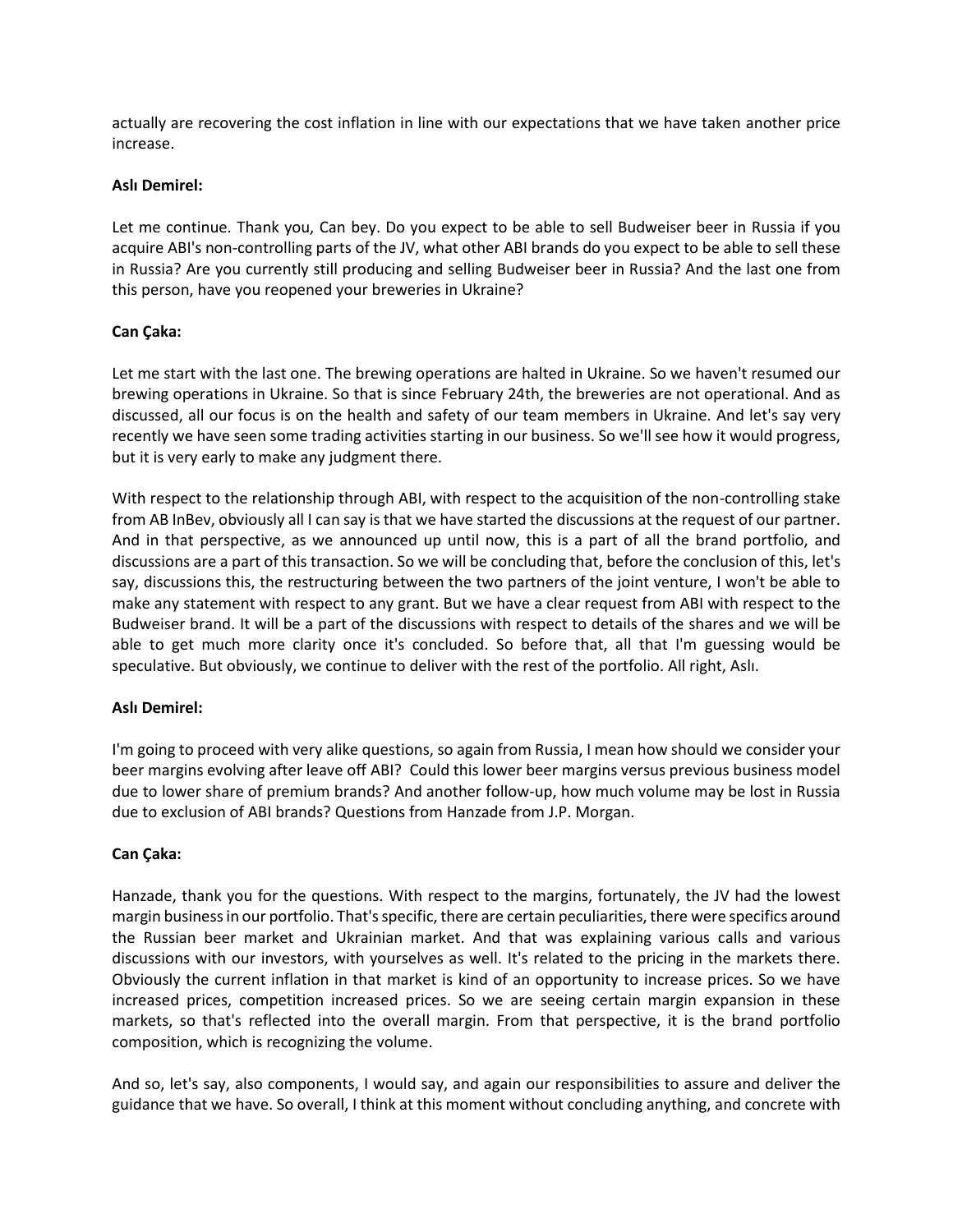actually are recovering the cost inflation in line with our expectations that we have taken another price increase.

**Aslı Demirel:**

Let me continue. Thank you, Can bey. Do you expect to be able to sell Budweiser beer in Russia if you acquire ABI's non-controlling parts of the JV, what other ABI brands do you expect to be able to sell these in Russia? Are you currently still producing and selling Budweiser beer in Russia? And the last one from this person, have you reopened your breweries in Ukraine?

**Can Çaka:**

Let me start with the last one. The brewing operations are halted in Ukraine. So we haven't resumed our brewing operations in Ukraine. So that is since February 24th, the breweries are not operational. And as discussed, all our focus is on the health and safety of our team members in Ukraine. And let's say very recently we have seen some trading activities starting in our business. So we'll see how it would progress, but it is very early to make any judgment there.

With respect to the relationship through ABI, with respect to the acquisition of the non-controlling stake from AB InBev, obviously all I can say is that we have started the discussions at the request of our partner. And in that perspective, as we announced up until now, this is a part of all the brand portfolio, and discussions are a part of this transaction. So we will be concluding that, before the conclusion of this, let's say, discussions this, the restructuring between the two partners of the joint venture, I won't be able to make any statement with respect to any grant. But we have a clear request from ABI with respect to the Budweiser brand. It will be a part of the discussions with respect to details of the shares and we will be able to get much more clarity once it's concluded. So before that, all that I'm guessing would be speculative. But obviously, we continue to deliver with the rest of the portfolio. All right, Aslı.

**Aslı Demirel:**

I'm going to proceed with very alike questions, so again from Russia, I mean how should we consider your beer margins evolving after leave off ABI? Could this lower beer margins versus previous business model due to lower share of premium brands? And another follow-up, how much volume may be lost in Russia due to exclusion of ABI brands? Questions from Hanzade from J.P. Morgan.

**Can Çaka:**

Hanzade, thank you for the questions. With respect to the margins, fortunately, the JV had the lowest margin business in our portfolio. That's specific, there are certain peculiarities, there were specifics around the Russian beer market and Ukrainian market. And that was explaining various calls and various discussions with our investors, with yourselves as well. It's related to the pricing in the markets there. Obviously the current inflation in that market is kind of an opportunity to increase prices. So we have increased prices, competition increased prices. So we are seeing certain margin expansion in these markets, so that's reflected into the overall margin. From that perspective, it is the brand portfolio composition, which is recognizing the volume.

And so, let's say, also components, I would say, and again our responsibilities to assure and deliver the guidance that we have. So overall, I think at this moment without concluding anything, and concrete with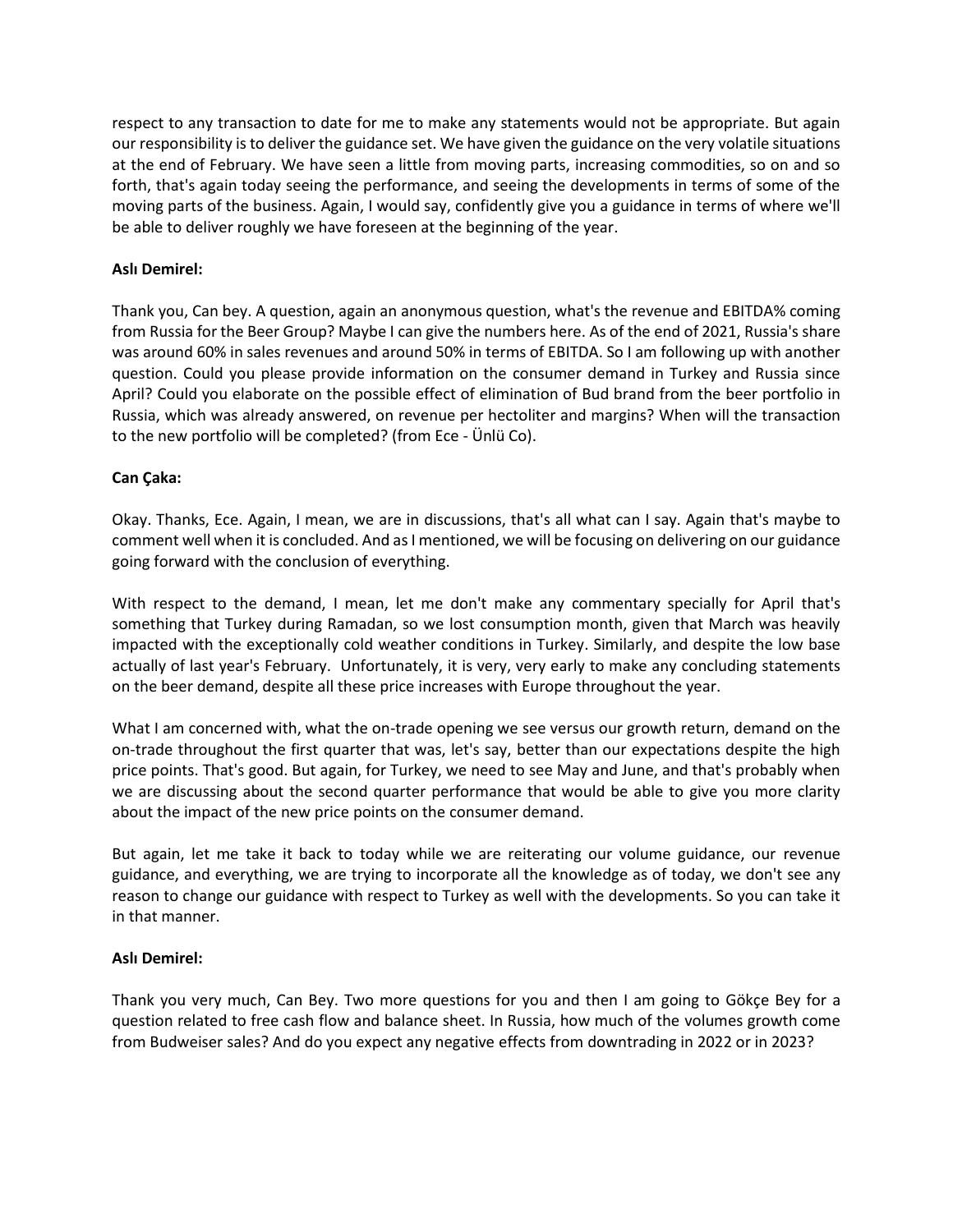respect to any transaction to date for me to make any statements would not be appropriate. But again our responsibility is to deliver the guidance set. We have given the guidance on the very volatile situations at the end of February. We have seen a little from moving parts, increasing commodities, so on and so forth, that's again today seeing the performance, and seeing the developments in terms of some of the moving parts of the business. Again, I would say, confidently give you a guidance in terms of where we'll be able to deliver roughly we have foreseen at the beginning of the year.

**Aslı Demirel:**

Thank you, Can bey. A question, again an anonymous question, what's the revenue and EBITDA% coming from Russia for the Beer Group? Maybe I can give the numbers here. As of the end of 2021, Russia's share was around 60% in sales revenues and around 50% in terms of EBITDA. So I am following up with another question. Could you please provide information on the consumer demand in Turkey and Russia since April? Could you elaborate on the possible effect of elimination of Bud brand from the beer portfolio in Russia, which was already answered, on revenue per hectoliter and margins? When will the transaction to the new portfolio will be completed? (from Ece - Ünlü Co).

**Can Çaka:**

Okay. Thanks, Ece. Again, I mean, we are in discussions, that's all what can I say. Again that's maybe to comment well when it is concluded. And as I mentioned, we will be focusing on delivering on our guidance going forward with the conclusion of everything.

With respect to the demand, I mean, let me don't make any commentary specially for April that's something that Turkey during Ramadan, so we lost consumption month, given that March was heavily impacted with the exceptionally cold weather conditions in Turkey. Similarly, and despite the low base actually of last year's February. Unfortunately, it is very, very early to make any concluding statements on the beer demand, despite all these price increases with Europe throughout the year.

What I am concerned with, what the on-trade opening we see versus our growth return, demand on the on-trade throughout the first quarter that was, let's say, better than our expectations despite the high price points. That's good. But again, for Turkey, we need to see May and June, and that's probably when we are discussing about the second quarter performance that would be able to give you more clarity about the impact of the new price points on the consumer demand.

But again, let me take it back to today while we are reiterating our volume guidance, our revenue guidance, and everything, we are trying to incorporate all the knowledge as of today, we don't see any reason to change our guidance with respect to Turkey as well with the developments. So you can take it in that manner.

**Aslı Demirel:**

Thank you very much, Can Bey. Two more questions for you and then I am going to Gökçe Bey for a question related to free cash flow and balance sheet. In Russia, how much of the volumes growth come from Budweiser sales? And do you expect any negative effects from downtrading in 2022 or in 2023?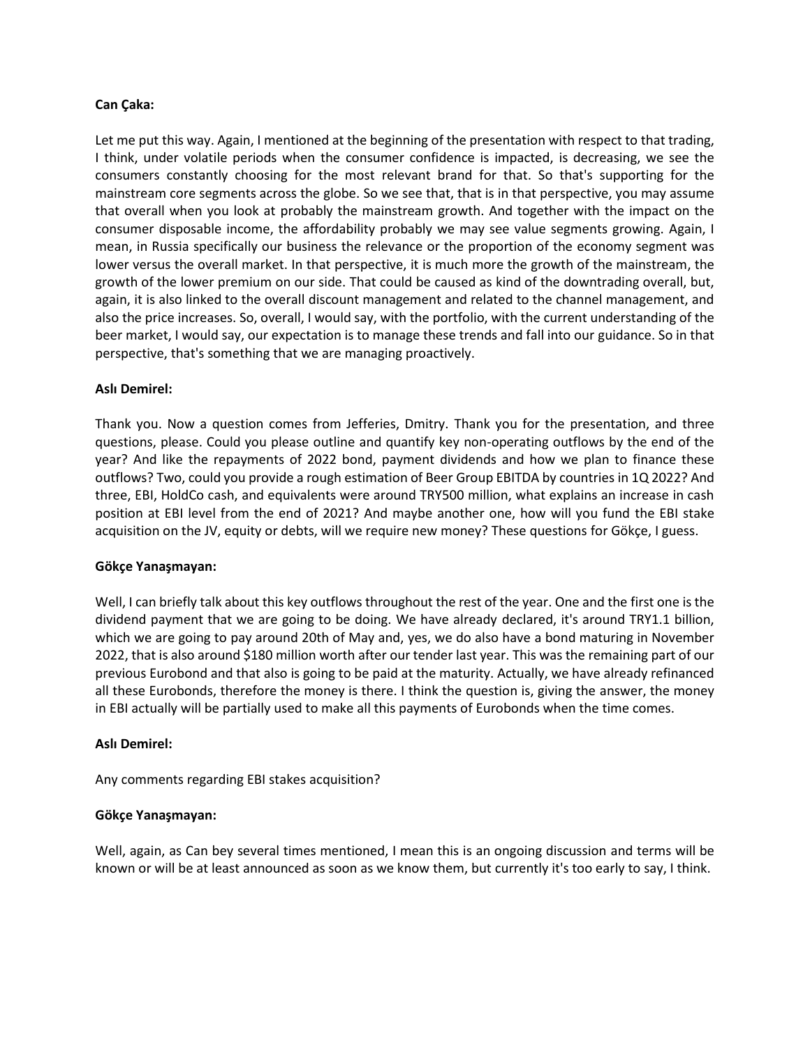**Can Çaka:**

Let me put this way. Again, I mentioned at the beginning of the presentation with respect to that trading, I think, under volatile periods when the consumer confidence is impacted, is decreasing, we see the consumers constantly choosing for the most relevant brand for that. So that's supporting for the mainstream core segments across the globe. So we see that, that is in that perspective, you may assume that overall when you look at probably the mainstream growth. And together with the impact on the consumer disposable income, the affordability probably we may see value segments growing. Again, I mean, in Russia specifically our business the relevance or the proportion of the economy segment was lower versus the overall market. In that perspective, it is much more the growth of the mainstream, the growth of the lower premium on our side. That could be caused as kind of the downtrading overall, but, again, it is also linked to the overall discount management and related to the channel management, and also the price increases. So, overall, I would say, with the portfolio, with the current understanding of the beer market, I would say, our expectation is to manage these trends and fall into our guidance. So in that perspective, that's something that we are managing proactively.

**Aslı Demirel:**

Thank you. Now a question comes from Jefferies, Dmitry. Thank you for the presentation, and three questions, please. Could you please outline and quantify key non-operating outflows by the end of the year? And like the repayments of 2022 bond, payment dividends and how we plan to finance these outflows? Two, could you provide a rough estimation of Beer Group EBITDA by countries in 1Q 2022? And three, EBI, HoldCo cash, and equivalents were around TRY500 million, what explains an increase in cash position at EBI level from the end of 2021? And maybe another one, how will you fund the EBI stake acquisition on the JV, equity or debts, will we require new money? These questions for Gökçe, I guess.

**Gökçe Yanaşmayan:**

Well, I can briefly talk about this key outflows throughout the rest of the year. One and the first one is the dividend payment that we are going to be doing. We have already declared, it's around TRY1.1 billion, which we are going to pay around 20th of May and, yes, we do also have a bond maturing in November 2022, that is also around $180 million worth after our tender last year. This was the remaining part of our previous Eurobond and that also is going to be paid at the maturity. Actually, we have already refinanced all these Eurobonds, therefore the money is there. I think the question is, giving the answer, the money in EBI actually will be partially used to make all this payments of Eurobonds when the time comes.

**Aslı Demirel:**

Any comments regarding EBI stakes acquisition?

**Gökçe Yanaşmayan:**

Well, again, as Can bey several times mentioned, I mean this is an ongoing discussion and terms will be known or will be at least announced as soon as we know them, but currently it's too early to say, I think.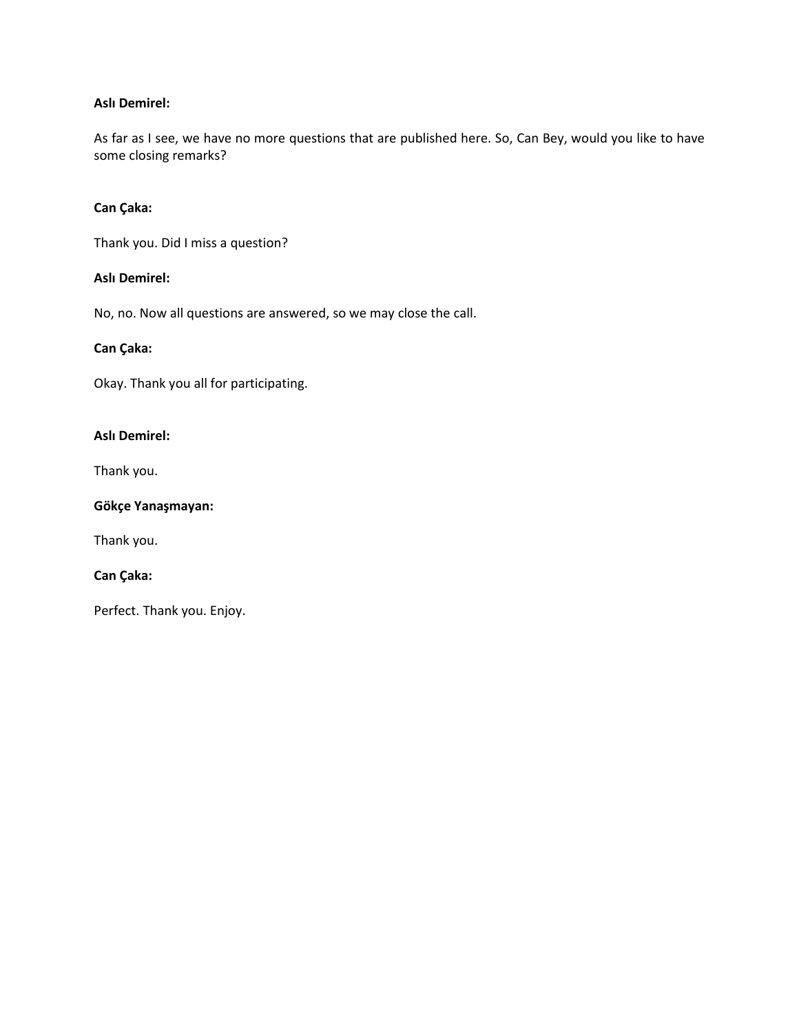**Aslı Demirel:**

As far as I see, we have no more questions that are published here. So, Can Bey, would you like to have some closing remarks?

**Can Çaka:**

Thank you. Did I miss a question?

**Aslı Demirel:**

No, no. Now all questions are answered, so we may close the call.

**Can Çaka:**

Okay. Thank you all for participating.

**Aslı Demirel:**

Thank you.

**Gökçe Yanaşmayan:**

Thank you.

**Can Çaka:**

Perfect. Thank you. Enjoy.